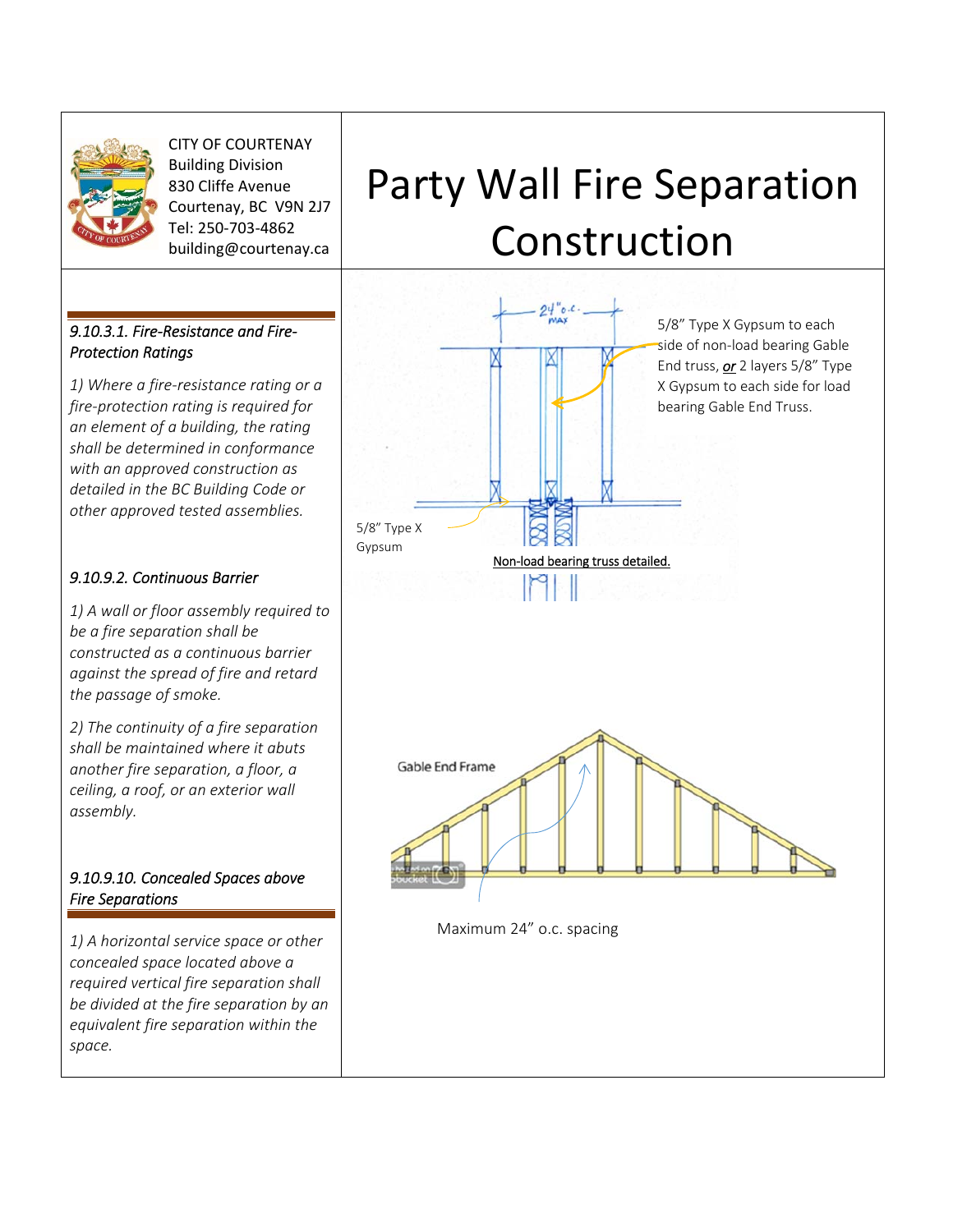CITY OF COURTENAY
Building Division
830 Cliffe Avenue
Courtenay, BC V9N 2J7
Tel: 250-703-4862
building@courtenay.ca

# Party Wall Fire Separation Construction

*9.10.3.1. Fire-Resistance and Fire-Protection Ratings*

*1) Where a fire-resistance rating or a fire-protection rating is required for an element of a building, the rating shall be determined in conformance with an approved construction as detailed in the BC Building Code or other approved tested assemblies.*

*9.10.9.2. Continuous Barrier*

*1) A wall or floor assembly required to be a fire separation shall be constructed as a continuous barrier against the spread of fire and retard the passage of smoke.*

*2) The continuity of a fire separation shall be maintained where it abuts another fire separation, a floor, a ceiling, a roof, or an exterior wall assembly.*

*9.10.9.10. Concealed Spaces above Fire Separations*

*1) A horizontal service space or other concealed space located above a required vertical fire separation shall be divided at the fire separation by an equivalent fire separation within the space.*

24" o.c. MAX

5/8" Type X Gypsum to each side of non-load bearing Gable End truss, ***or*** 2 layers 5/8" Type X Gypsum to each side for load bearing Gable End Truss.

5/8" Type X Gypsum

Non-load bearing truss detailed.

Gable End Frame

Maximum 24" o.c. spacing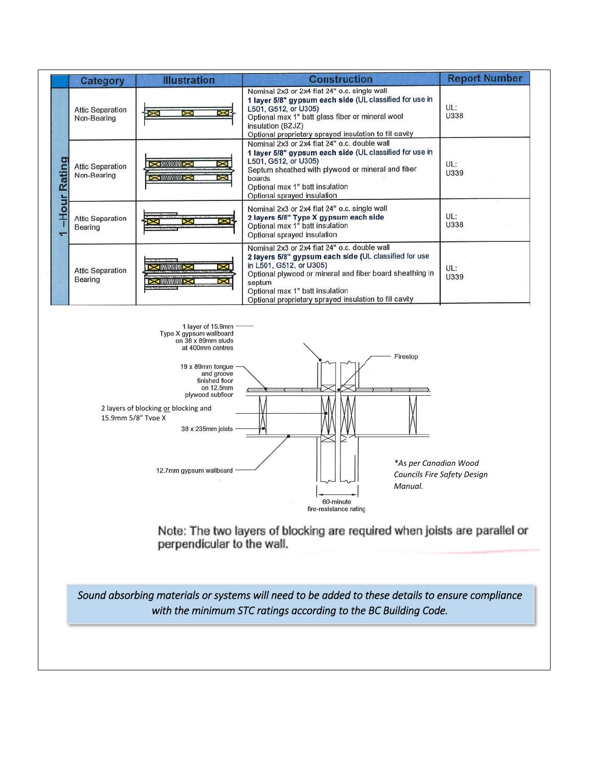| | Category | Illustration | Construction | Report Number |
|---|---|---|---|---|
| 1 –Hour Rating | Attic Separation Non-Bearing | | Nominal 2x3 or 2x4 flat 24" o.c. single wall<br>**1 layer 5/8" gypsum each side** (UL classified for use in L501, G512, or U305)<br>Optional max 1" batt glass fiber or mineral wool insulation (BZJZ)<br>Optional proprietary sprayed insulation to fill cavity | UL:<br>U338 |
| | Attic Separation Non-Bearing | | Nominal 2x3 or 2x4 flat 24" o.c. double wall<br>**1 layer 5/8" gypsum each side** (UL classified for use in L501, G512, or U305)<br>Septum sheathed with plywood or mineral and fiber boards<br>Optional max 1" batt insulation<br>Optional sprayed insulation | UL:<br>U339 |
| | Attic Separation Bearing | | Nominal 2x3 or 2x4 flat 24" o.c. single wall<br>**2 layers 5/8" Type X gypsum each side**<br>Optional max 1" batt insulation<br>Optional sprayed insulation | UL:<br>U338 |
| | Attic Separation Bearing | | Nominal 2x3 or 2x4 flat 24" o.c. double wall<br>**2 layers 5/8" gypsum each side** (UL classified for use in L501, G512, or U305)<br>Optional plywood or mineral and fiber board sheathing in septum<br>Optional max 1" batt insulation<br>Optional proprietary sprayed insulation to fill cavity | UL:<br>U339 |

1 layer of 15.9mm Type X gypsum wallboard on 38 x 89mm studs at 400mm centres

Firestop

19 x 89mm tongue and groove finished floor on 12.5mm plywood subfloor

2 layers of blocking or blocking and 15.9mm 5/8" Type X

38 x 235mm joists

12.7mm gypsum wallboard

60-minute fire-resistance rating

*\*As per Canadian Wood Councils Fire Safety Design Manual.*

Note: The two layers of blocking are required when joists are parallel or perpendicular to the wall.

*Sound absorbing materials or systems will need to be added to these details to ensure compliance with the minimum STC ratings according to the BC Building Code.*